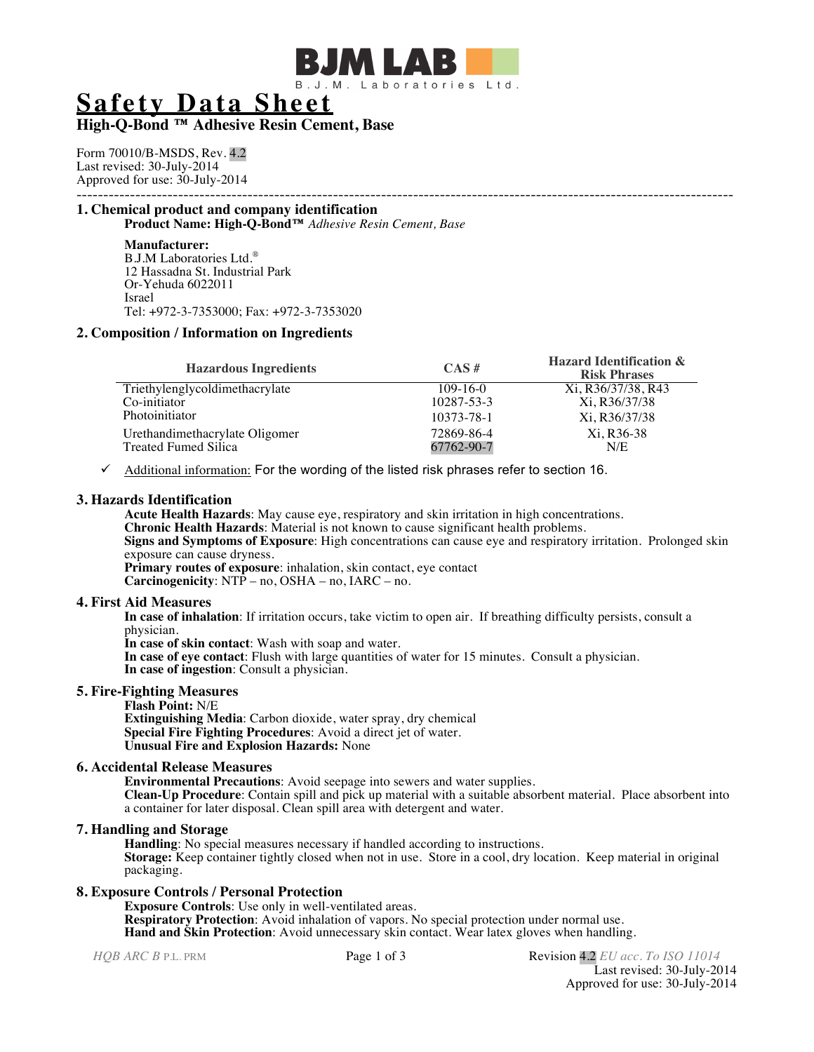BJM LAB

B.J.M. Laboratories Ltd.

# Safety Data Sheet

## High-Q-Bond ™ Adhesive Resin Cement, Base

Form 70010/B-MSDS, Rev. 4.2
Last revised: 30-July-2014
Approved for use: 30-July-2014

---

### 1. Chemical product and company identification

**Product Name: High-Q-Bond™** *Adhesive Resin Cement, Base*

**Manufacturer:**
B.J.M Laboratories Ltd.®
12 Hassadna St. Industrial Park
Or-Yehuda 6022011
Israel
Tel: +972-3-7353000; Fax: +972-3-7353020

### 2. Composition / Information on Ingredients

| Hazardous Ingredients | CAS # | Hazard Identification & Risk Phrases |
|---|---|---|
| Triethylenglycoldimethacrylate | 109-16-0 | Xi, R36/37/38, R43 |
| Co-initiator | 10287-53-3 | Xi, R36/37/38 |
| Photoinitiator | 10373-78-1 | Xi, R36/37/38 |
| Urethandimethacrylate Oligomer | 72869-86-4 | Xi, R36-38 |
| Treated Fumed Silica | 67762-90-7 | N/E |

- ✓ Additional information: For the wording of the listed risk phrases refer to section 16.

### 3. Hazards Identification

**Acute Health Hazards**: May cause eye, respiratory and skin irritation in high concentrations.
**Chronic Health Hazards**: Material is not known to cause significant health problems.
**Signs and Symptoms of Exposure**: High concentrations can cause eye and respiratory irritation. Prolonged skin exposure can cause dryness.
**Primary routes of exposure**: inhalation, skin contact, eye contact
**Carcinogenicity**: NTP – no, OSHA – no, IARC – no.

### 4. First Aid Measures

**In case of inhalation**: If irritation occurs, take victim to open air. If breathing difficulty persists, consult a physician.
**In case of skin contact**: Wash with soap and water.
**In case of eye contact**: Flush with large quantities of water for 15 minutes. Consult a physician.
**In case of ingestion**: Consult a physician.

### 5. Fire-Fighting Measures

**Flash Point:** N/E
**Extinguishing Media**: Carbon dioxide, water spray, dry chemical
**Special Fire Fighting Procedures**: Avoid a direct jet of water.
**Unusual Fire and Explosion Hazards:** None

### 6. Accidental Release Measures

**Environmental Precautions**: Avoid seepage into sewers and water supplies.
**Clean-Up Procedure**: Contain spill and pick up material with a suitable absorbent material. Place absorbent into a container for later disposal. Clean spill area with detergent and water.

### 7. Handling and Storage

**Handling**: No special measures necessary if handled according to instructions.
**Storage:** Keep container tightly closed when not in use. Store in a cool, dry location. Keep material in original packaging.

### 8. Exposure Controls / Personal Protection

**Exposure Controls**: Use only in well-ventilated areas.
**Respiratory Protection**: Avoid inhalation of vapors. No special protection under normal use.
**Hand and Skin Protection**: Avoid unnecessary skin contact. Wear latex gloves when handling.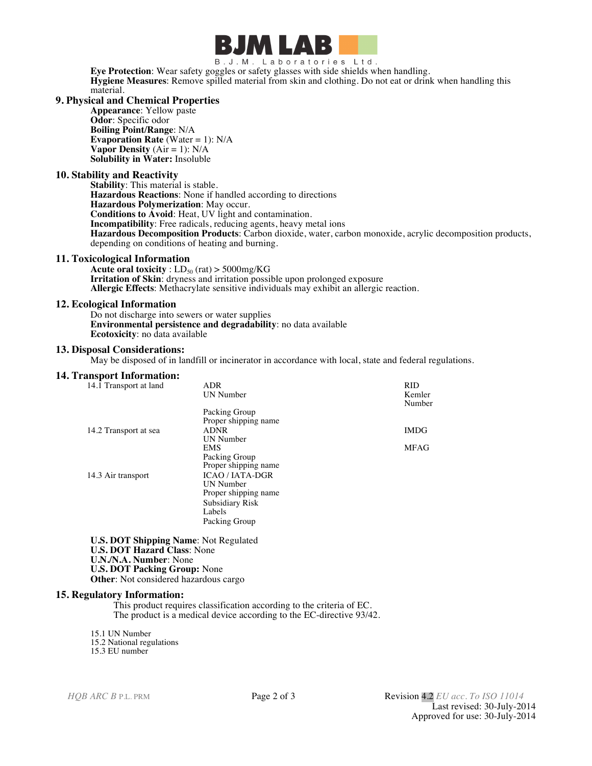**Eye Protection**: Wear safety goggles or safety glasses with side shields when handling.
**Hygiene Measures**: Remove spilled material from skin and clothing. Do not eat or drink when handling this material.

## 9. Physical and Chemical Properties

**Appearance**: Yellow paste
**Odor**: Specific odor
**Boiling Point/Range**: N/A
**Evaporation Rate** (Water = 1): N/A
**Vapor Density** (Air = 1): N/A
**Solubility in Water:** Insoluble

## 10. Stability and Reactivity

**Stability**: This material is stable.
**Hazardous Reactions**: None if handled according to directions
**Hazardous Polymerization**: May occur.
**Conditions to Avoid**: Heat, UV light and contamination.
**Incompatibility**: Free radicals, reducing agents, heavy metal ions
**Hazardous Decomposition Products**: Carbon dioxide, water, carbon monoxide, acrylic decomposition products, depending on conditions of heating and burning.

## 11. Toxicological Information

**Acute oral toxicity** : $LD_{50}$ (rat) > 5000mg/KG
**Irritation of Skin**: dryness and irritation possible upon prolonged exposure
**Allergic Effects**: Methacrylate sensitive individuals may exhibit an allergic reaction.

## 12. Ecological Information

Do not discharge into sewers or water supplies
**Environmental persistence and degradability**: no data available
**Ecotoxicity**: no data available

## 13. Disposal Considerations:

May be disposed of in landfill or incinerator in accordance with local, state and federal regulations.

## 14. Transport Information:

| | | |
|---|---|---|
| 14.1 Transport at land | ADR | RID |
| | UN Number | Kemler Number |
| | Packing Group | |
| | Proper shipping name | |
| 14.2 Transport at sea | ADNR | IMDG |
| | UN Number | |
| | EMS | MFAG |
| | Packing Group | |
| | Proper shipping name | |
| 14.3 Air transport | ICAO / IATA-DGR | |
| | UN Number | |
| | Proper shipping name | |
| | Subsidiary Risk | |
| | Labels | |
| | Packing Group | |

**U.S. DOT Shipping Name**: Not Regulated
**U.S. DOT Hazard Class**: None
**U.N./N.A. Number**: None
**U.S. DOT Packing Group:** None
**Other**: Not considered hazardous cargo

## 15. Regulatory Information:

This product requires classification according to the criteria of EC.
The product is a medical device according to the EC-directive 93/42.

15.1 UN Number
15.2 National regulations
15.3 EU number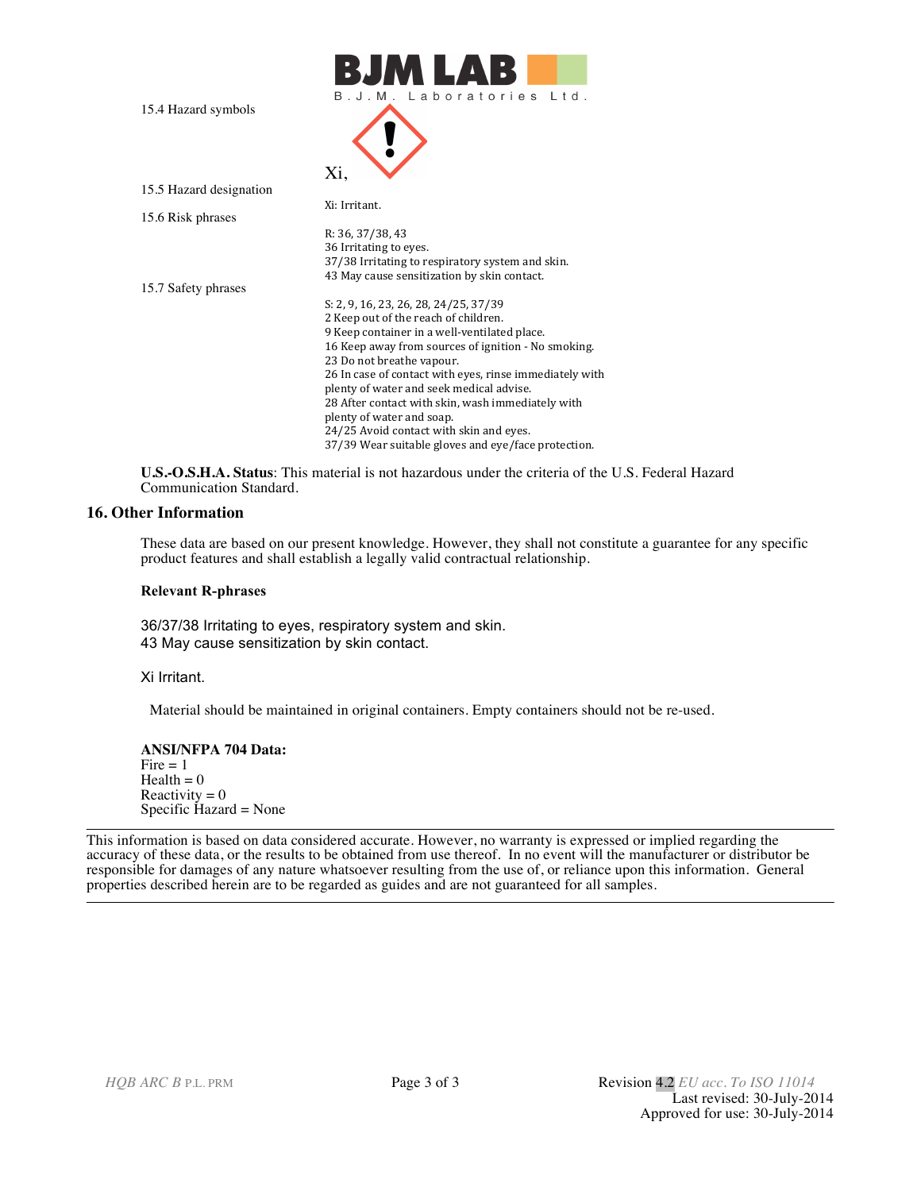15.4 Hazard symbols

Xi,

15.5 Hazard designation

Xi: Irritant.

15.6 Risk phrases

R: 36, 37/38, 43
36 Irritating to eyes.
37/38 Irritating to respiratory system and skin.
43 May cause sensitization by skin contact.

15.7 Safety phrases

S: 2, 9, 16, 23, 26, 28, 24/25, 37/39
2 Keep out of the reach of children.
9 Keep container in a well-ventilated place.
16 Keep away from sources of ignition - No smoking.
23 Do not breathe vapour.
26 In case of contact with eyes, rinse immediately with plenty of water and seek medical advise.
28 After contact with skin, wash immediately with plenty of water and soap.
24/25 Avoid contact with skin and eyes.
37/39 Wear suitable gloves and eye/face protection.

**U.S.-O.S.H.A. Status**: This material is not hazardous under the criteria of the U.S. Federal Hazard Communication Standard.

## 16. Other Information

These data are based on our present knowledge. However, they shall not constitute a guarantee for any specific product features and shall establish a legally valid contractual relationship.

**Relevant R-phrases**

36/37/38 Irritating to eyes, respiratory system and skin.
43 May cause sensitization by skin contact.

Xi Irritant.

Material should be maintained in original containers. Empty containers should not be re-used.

**ANSI/NFPA 704 Data:**
Fire = 1
Health = 0
Reactivity = 0
Specific Hazard = None

---

This information is based on data considered accurate. However, no warranty is expressed or implied regarding the accuracy of these data, or the results to be obtained from use thereof. In no event will the manufacturer or distributor be responsible for damages of any nature whatsoever resulting from the use of, or reliance upon this information. General properties described herein are to be regarded as guides and are not guaranteed for all samples.

---

*HQB ARC B* P.L. PRM

Revision 4.2 *EU acc. To ISO 11014*
Last revised: 30-July-2014
Approved for use: 30-July-2014